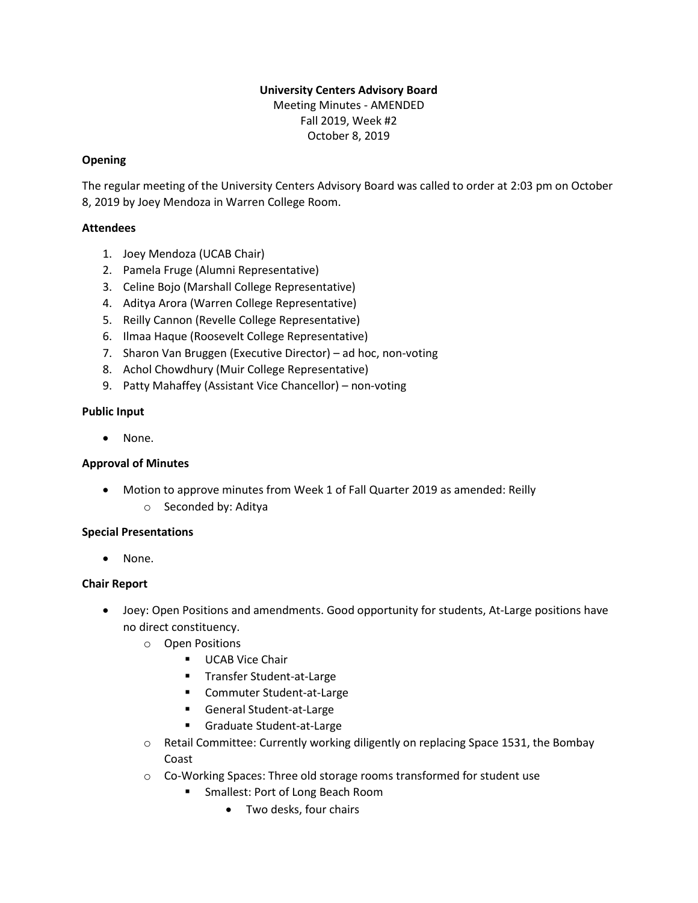**University Centers Advisory Board**

Meeting Minutes - AMENDED

Fall 2019, Week #2

October 8, 2019

**Opening**

The regular meeting of the University Centers Advisory Board was called to order at 2:03 pm on October 8, 2019 by Joey Mendoza in Warren College Room.

**Attendees**

1. Joey Mendoza (UCAB Chair)
2. Pamela Fruge (Alumni Representative)
3. Celine Bojo (Marshall College Representative)
4. Aditya Arora (Warren College Representative)
5. Reilly Cannon (Revelle College Representative)
6. Ilmaa Haque (Roosevelt College Representative)
7. Sharon Van Bruggen (Executive Director) – ad hoc, non-voting
8. Achol Chowdhury (Muir College Representative)
9. Patty Mahaffey (Assistant Vice Chancellor) – non-voting

**Public Input**

- None.

**Approval of Minutes**

- Motion to approve minutes from Week 1 of Fall Quarter 2019 as amended: Reilly
  - Seconded by: Aditya

**Special Presentations**

- None.

**Chair Report**

- Joey: Open Positions and amendments. Good opportunity for students, At-Large positions have no direct constituency.
  - Open Positions
    - UCAB Vice Chair
    - Transfer Student-at-Large
    - Commuter Student-at-Large
    - General Student-at-Large
    - Graduate Student-at-Large
  - Retail Committee: Currently working diligently on replacing Space 1531, the Bombay Coast
  - Co-Working Spaces: Three old storage rooms transformed for student use
    - Smallest: Port of Long Beach Room
      - Two desks, four chairs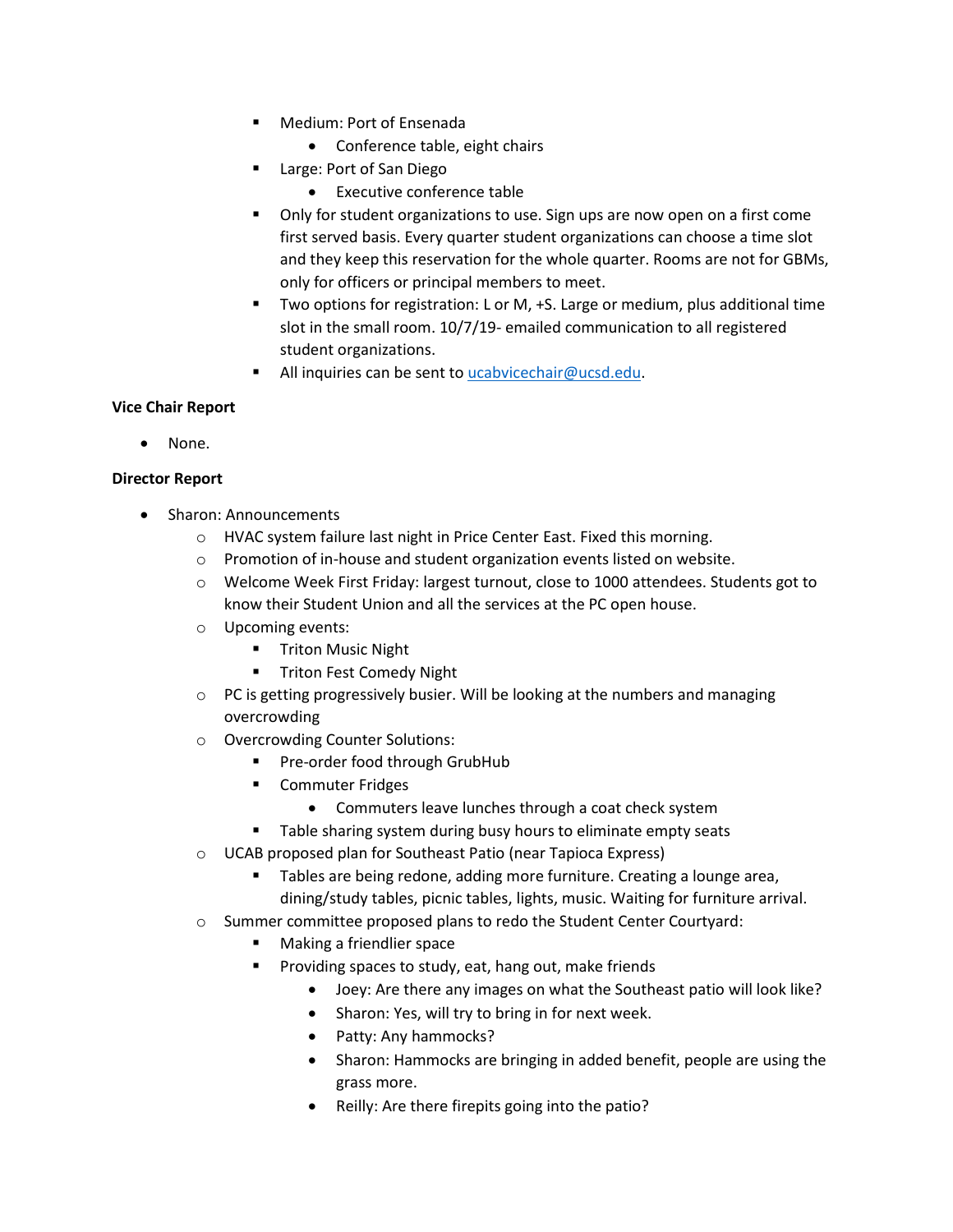- Medium: Port of Ensenada
  - Conference table, eight chairs
- Large: Port of San Diego
  - Executive conference table
- Only for student organizations to use. Sign ups are now open on a first come first served basis. Every quarter student organizations can choose a time slot and they keep this reservation for the whole quarter. Rooms are not for GBMs, only for officers or principal members to meet.
- Two options for registration: L or M, +S. Large or medium, plus additional time slot in the small room. 10/7/19- emailed communication to all registered student organizations.
- All inquiries can be sent to ucabvicechair@ucsd.edu.

**Vice Chair Report**

- None.

**Director Report**

- Sharon: Announcements
  - HVAC system failure last night in Price Center East. Fixed this morning.
  - Promotion of in-house and student organization events listed on website.
  - Welcome Week First Friday: largest turnout, close to 1000 attendees. Students got to know their Student Union and all the services at the PC open house.
  - Upcoming events:
    - Triton Music Night
    - Triton Fest Comedy Night
  - PC is getting progressively busier. Will be looking at the numbers and managing overcrowding
  - Overcrowding Counter Solutions:
    - Pre-order food through GrubHub
    - Commuter Fridges
      - Commuters leave lunches through a coat check system
    - Table sharing system during busy hours to eliminate empty seats
  - UCAB proposed plan for Southeast Patio (near Tapioca Express)
    - Tables are being redone, adding more furniture. Creating a lounge area, dining/study tables, picnic tables, lights, music. Waiting for furniture arrival.
  - Summer committee proposed plans to redo the Student Center Courtyard:
    - Making a friendlier space
    - Providing spaces to study, eat, hang out, make friends
      - Joey: Are there any images on what the Southeast patio will look like?
      - Sharon: Yes, will try to bring in for next week.
      - Patty: Any hammocks?
      - Sharon: Hammocks are bringing in added benefit, people are using the grass more.
      - Reilly: Are there firepits going into the patio?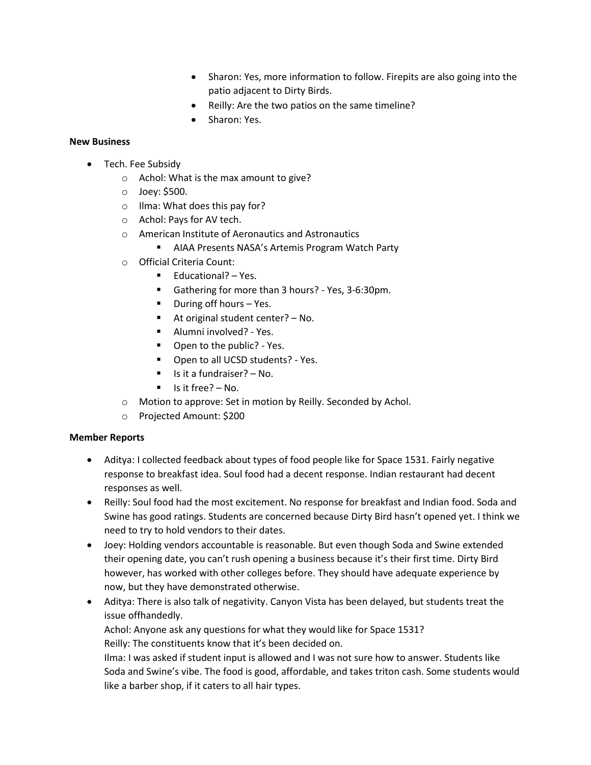- Sharon: Yes, more information to follow. Firepits are also going into the patio adjacent to Dirty Birds.
   - Reilly: Are the two patios on the same timeline?
   - Sharon: Yes.

**New Business**

- Tech. Fee Subsidy
  - Achol: What is the max amount to give?
  - Joey: $500.
  - Ilma: What does this pay for?
  - Achol: Pays for AV tech.
  - American Institute of Aeronautics and Astronautics
    - AIAA Presents NASA's Artemis Program Watch Party
  - Official Criteria Count:
    - Educational? – Yes.
    - Gathering for more than 3 hours? - Yes, 3-6:30pm.
    - During off hours – Yes.
    - At original student center? – No.
    - Alumni involved? - Yes.
    - Open to the public? - Yes.
    - Open to all UCSD students? - Yes.
    - Is it a fundraiser? – No.
    - Is it free? – No.
  - Motion to approve: Set in motion by Reilly. Seconded by Achol.
  - Projected Amount: $200

**Member Reports**

- Aditya: I collected feedback about types of food people like for Space 1531. Fairly negative response to breakfast idea. Soul food had a decent response. Indian restaurant had decent responses as well.
- Reilly: Soul food had the most excitement. No response for breakfast and Indian food. Soda and Swine has good ratings. Students are concerned because Dirty Bird hasn't opened yet. I think we need to try to hold vendors to their dates.
- Joey: Holding vendors accountable is reasonable. But even though Soda and Swine extended their opening date, you can't rush opening a business because it's their first time. Dirty Bird however, has worked with other colleges before. They should have adequate experience by now, but they have demonstrated otherwise.
- Aditya: There is also talk of negativity. Canyon Vista has been delayed, but students treat the issue offhandedly.
  Achol: Anyone ask any questions for what they would like for Space 1531?
  Reilly: The constituents know that it's been decided on.
  Ilma: I was asked if student input is allowed and I was not sure how to answer. Students like Soda and Swine's vibe. The food is good, affordable, and takes triton cash. Some students would like a barber shop, if it caters to all hair types.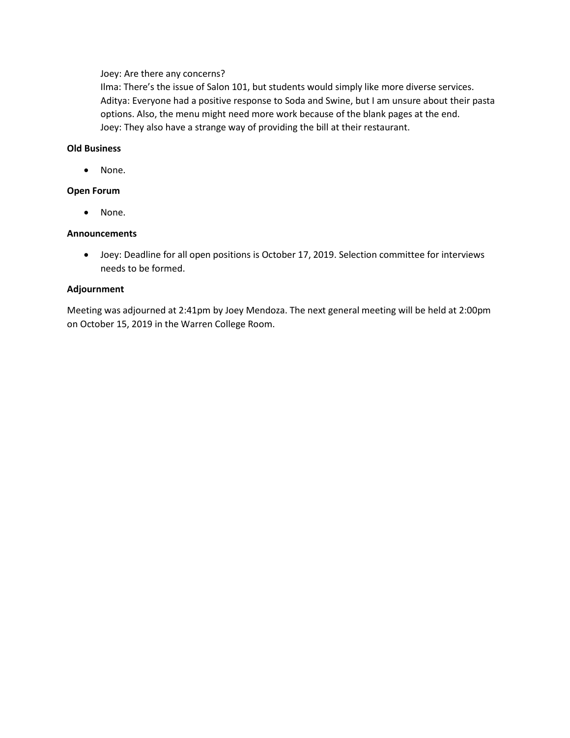Joey: Are there any concerns?
Ilma: There's the issue of Salon 101, but students would simply like more diverse services.
Aditya: Everyone had a positive response to Soda and Swine, but I am unsure about their pasta options. Also, the menu might need more work because of the blank pages at the end.
Joey: They also have a strange way of providing the bill at their restaurant.

**Old Business**

- None.

**Open Forum**

- None.

**Announcements**

- Joey: Deadline for all open positions is October 17, 2019. Selection committee for interviews needs to be formed.

**Adjournment**

Meeting was adjourned at 2:41pm by Joey Mendoza. The next general meeting will be held at 2:00pm on October 15, 2019 in the Warren College Room.